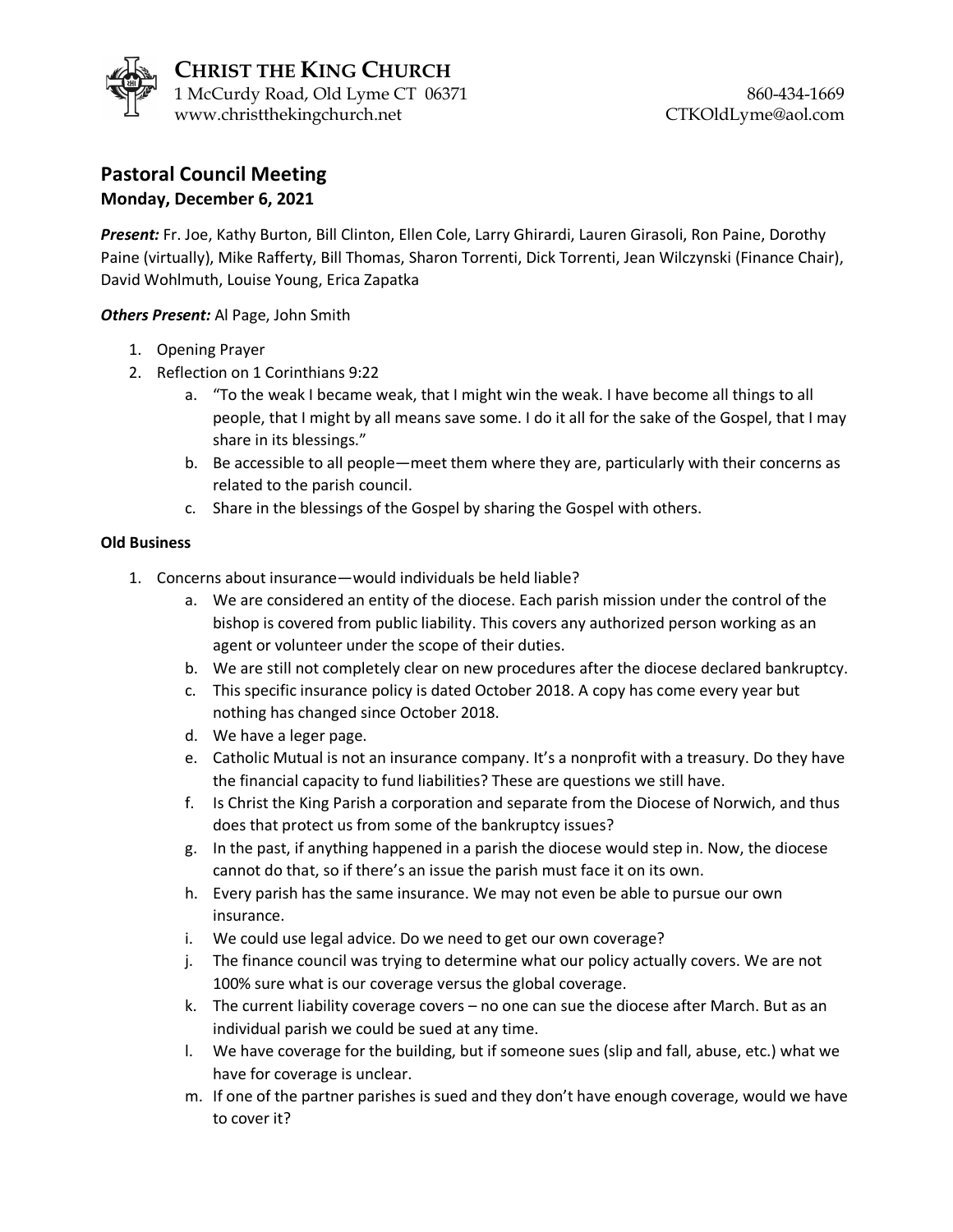# CHRIST THE KING CHURCH

1 McCurdy Road, Old Lyme CT 06371
www.christthekingchurch.net

860-434-1669
CTKOldLyme@aol.com

## Pastoral Council Meeting

**Monday, December 6, 2021**

***Present:*** Fr. Joe, Kathy Burton, Bill Clinton, Ellen Cole, Larry Ghirardi, Lauren Girasoli, Ron Paine, Dorothy Paine (virtually), Mike Rafferty, Bill Thomas, Sharon Torrenti, Dick Torrenti, Jean Wilczynski (Finance Chair), David Wohlmuth, Louise Young, Erica Zapatka

***Others Present:*** Al Page, John Smith

1. Opening Prayer
2. Reflection on 1 Corinthians 9:22
    a. "To the weak I became weak, that I might win the weak. I have become all things to all people, that I might by all means save some. I do it all for the sake of the Gospel, that I may share in its blessings."
    b. Be accessible to all people—meet them where they are, particularly with their concerns as related to the parish council.
    c. Share in the blessings of the Gospel by sharing the Gospel with others.

**Old Business**

1. Concerns about insurance—would individuals be held liable?
    a. We are considered an entity of the diocese. Each parish mission under the control of the bishop is covered from public liability. This covers any authorized person working as an agent or volunteer under the scope of their duties.
    b. We are still not completely clear on new procedures after the diocese declared bankruptcy.
    c. This specific insurance policy is dated October 2018. A copy has come every year but nothing has changed since October 2018.
    d. We have a leger page.
    e. Catholic Mutual is not an insurance company. It's a nonprofit with a treasury. Do they have the financial capacity to fund liabilities? These are questions we still have.
    f. Is Christ the King Parish a corporation and separate from the Diocese of Norwich, and thus does that protect us from some of the bankruptcy issues?
    g. In the past, if anything happened in a parish the diocese would step in. Now, the diocese cannot do that, so if there's an issue the parish must face it on its own.
    h. Every parish has the same insurance. We may not even be able to pursue our own insurance.
    i. We could use legal advice. Do we need to get our own coverage?
    j. The finance council was trying to determine what our policy actually covers. We are not 100% sure what is our coverage versus the global coverage.
    k. The current liability coverage covers – no one can sue the diocese after March. But as an individual parish we could be sued at any time.
    l. We have coverage for the building, but if someone sues (slip and fall, abuse, etc.) what we have for coverage is unclear.
    m. If one of the partner parishes is sued and they don't have enough coverage, would we have to cover it?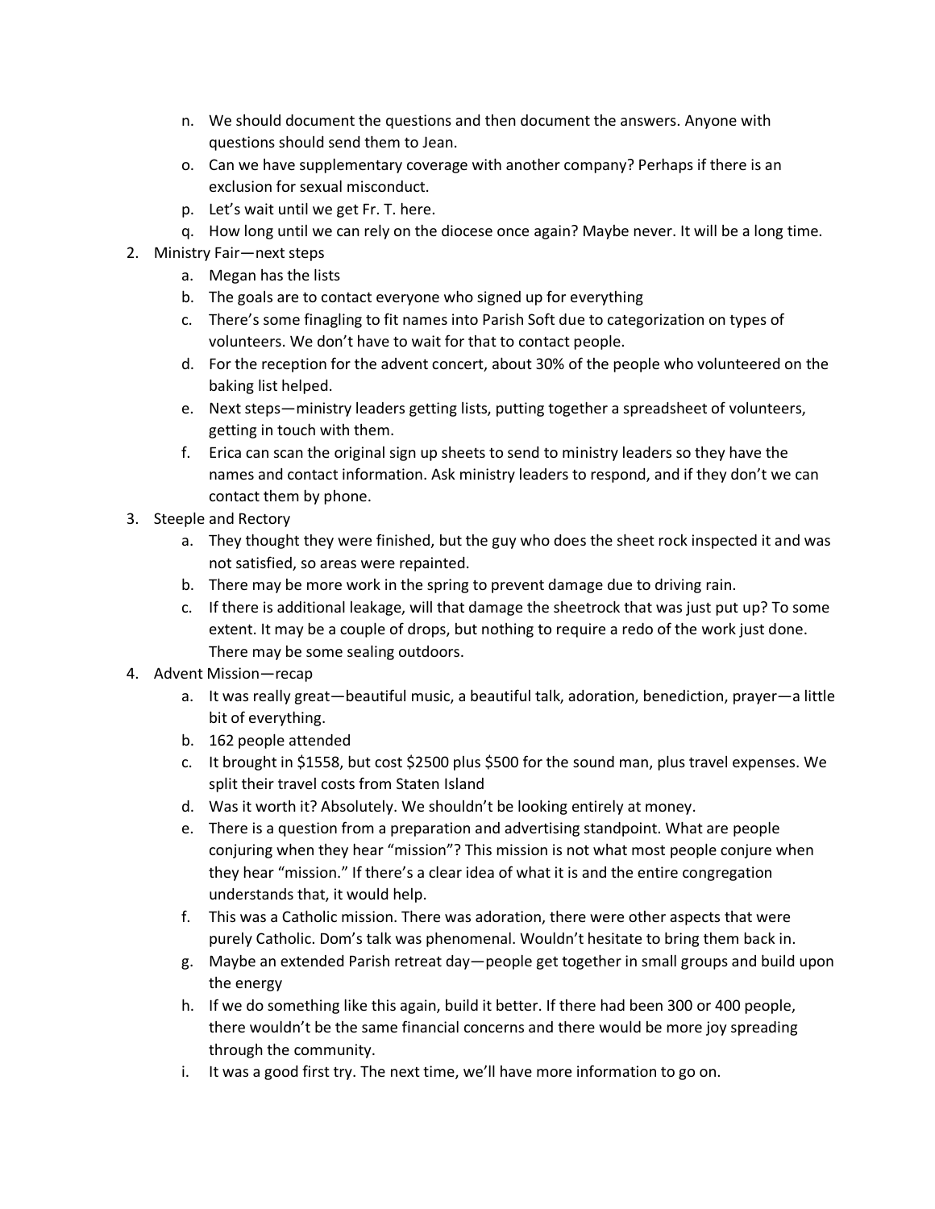n. We should document the questions and then document the answers. Anyone with questions should send them to Jean.
   o. Can we have supplementary coverage with another company? Perhaps if there is an exclusion for sexual misconduct.
   p. Let's wait until we get Fr. T. here.
   q. How long until we can rely on the diocese once again? Maybe never. It will be a long time.

2. Ministry Fair—next steps
   a. Megan has the lists
   b. The goals are to contact everyone who signed up for everything
   c. There's some finagling to fit names into Parish Soft due to categorization on types of volunteers. We don't have to wait for that to contact people.
   d. For the reception for the advent concert, about 30% of the people who volunteered on the baking list helped.
   e. Next steps—ministry leaders getting lists, putting together a spreadsheet of volunteers, getting in touch with them.
   f. Erica can scan the original sign up sheets to send to ministry leaders so they have the names and contact information. Ask ministry leaders to respond, and if they don't we can contact them by phone.

3. Steeple and Rectory
   a. They thought they were finished, but the guy who does the sheet rock inspected it and was not satisfied, so areas were repainted.
   b. There may be more work in the spring to prevent damage due to driving rain.
   c. If there is additional leakage, will that damage the sheetrock that was just put up? To some extent. It may be a couple of drops, but nothing to require a redo of the work just done. There may be some sealing outdoors.

4. Advent Mission—recap
   a. It was really great—beautiful music, a beautiful talk, adoration, benediction, prayer—a little bit of everything.
   b. 162 people attended
   c. It brought in $1558, but cost $2500 plus $500 for the sound man, plus travel expenses. We split their travel costs from Staten Island
   d. Was it worth it? Absolutely. We shouldn't be looking entirely at money.
   e. There is a question from a preparation and advertising standpoint. What are people conjuring when they hear "mission"? This mission is not what most people conjure when they hear "mission." If there's a clear idea of what it is and the entire congregation understands that, it would help.
   f. This was a Catholic mission. There was adoration, there were other aspects that were purely Catholic. Dom's talk was phenomenal. Wouldn't hesitate to bring them back in.
   g. Maybe an extended Parish retreat day—people get together in small groups and build upon the energy
   h. If we do something like this again, build it better. If there had been 300 or 400 people, there wouldn't be the same financial concerns and there would be more joy spreading through the community.
   i. It was a good first try. The next time, we'll have more information to go on.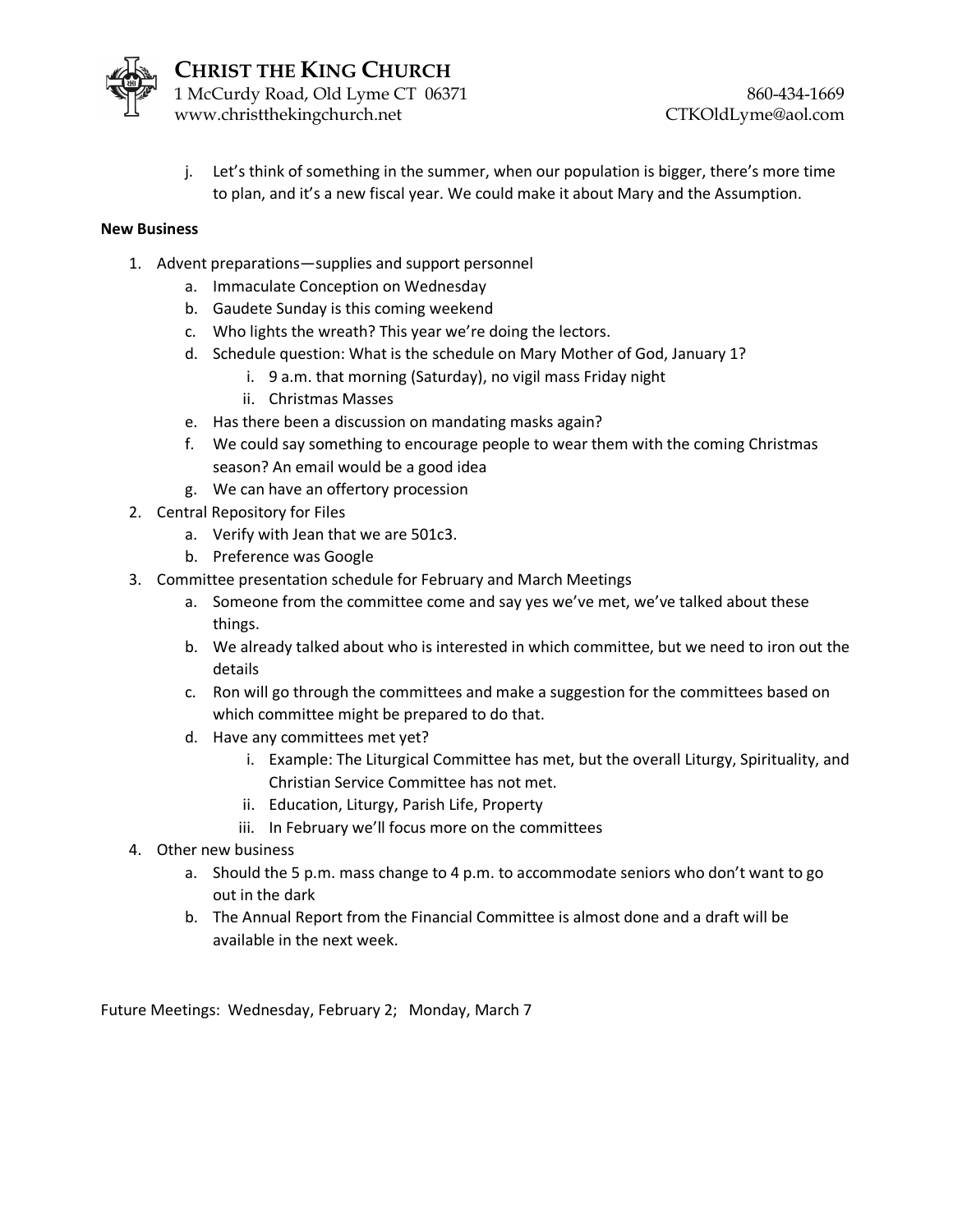j. Let's think of something in the summer, when our population is bigger, there's more time to plan, and it's a new fiscal year. We could make it about Mary and the Assumption.

**New Business**

1. Advent preparations—supplies and support personnel
   a. Immaculate Conception on Wednesday
   b. Gaudete Sunday is this coming weekend
   c. Who lights the wreath? This year we're doing the lectors.
   d. Schedule question: What is the schedule on Mary Mother of God, January 1?
      i. 9 a.m. that morning (Saturday), no vigil mass Friday night
      ii. Christmas Masses
   e. Has there been a discussion on mandating masks again?
   f. We could say something to encourage people to wear them with the coming Christmas season? An email would be a good idea
   g. We can have an offertory procession
2. Central Repository for Files
   a. Verify with Jean that we are 501c3.
   b. Preference was Google
3. Committee presentation schedule for February and March Meetings
   a. Someone from the committee come and say yes we've met, we've talked about these things.
   b. We already talked about who is interested in which committee, but we need to iron out the details
   c. Ron will go through the committees and make a suggestion for the committees based on which committee might be prepared to do that.
   d. Have any committees met yet?
      i. Example: The Liturgical Committee has met, but the overall Liturgy, Spirituality, and Christian Service Committee has not met.
      ii. Education, Liturgy, Parish Life, Property
      iii. In February we'll focus more on the committees
4. Other new business
   a. Should the 5 p.m. mass change to 4 p.m. to accommodate seniors who don't want to go out in the dark
   b. The Annual Report from the Financial Committee is almost done and a draft will be available in the next week.

Future Meetings: Wednesday, February 2; Monday, March 7